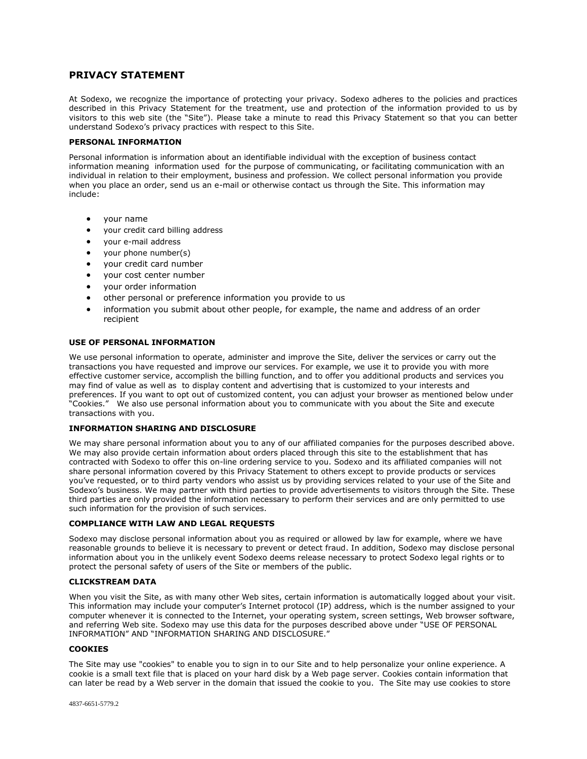# PRIVACY STATEMENT

At Sodexo, we recognize the importance of protecting your privacy. Sodexo adheres to the policies and practices described in this Privacy Statement for the treatment, use and protection of the information provided to us by visitors to this web site (the "Site"). Please take a minute to read this Privacy Statement so that you can better understand Sodexo's privacy practices with respect to this Site.

### PERSONAL INFORMATION

Personal information is information about an identifiable individual with the exception of business contact information meaning information used for the purpose of communicating, or facilitating communication with an individual in relation to their employment, business and profession. We collect personal information you provide when you place an order, send us an e-mail or otherwise contact us through the Site. This information may include:

- your name
- your credit card billing address
- your e-mail address
- your phone number(s)
- your credit card number
- your cost center number
- your order information
- other personal or preference information you provide to us
- information you submit about other people, for example, the name and address of an order recipient

### USE OF PERSONAL INFORMATION

We use personal information to operate, administer and improve the Site, deliver the services or carry out the transactions you have requested and improve our services. For example, we use it to provide you with more effective customer service, accomplish the billing function, and to offer you additional products and services you may find of value as well as to display content and advertising that is customized to your interests and preferences. If you want to opt out of customized content, you can adjust your browser as mentioned below under "Cookies." We also use personal information about you to communicate with you about the Site and execute transactions with you.

### INFORMATION SHARING AND DISCLOSURE

We may share personal information about you to any of our affiliated companies for the purposes described above. We may also provide certain information about orders placed through this site to the establishment that has contracted with Sodexo to offer this on-line ordering service to you. Sodexo and its affiliated companies will not share personal information covered by this Privacy Statement to others except to provide products or services you've requested, or to third party vendors who assist us by providing services related to your use of the Site and Sodexo's business. We may partner with third parties to provide advertisements to visitors through the Site. These third parties are only provided the information necessary to perform their services and are only permitted to use such information for the provision of such services.

### COMPLIANCE WITH LAW AND LEGAL REQUESTS

Sodexo may disclose personal information about you as required or allowed by law for example, where we have reasonable grounds to believe it is necessary to prevent or detect fraud. In addition, Sodexo may disclose personal information about you in the unlikely event Sodexo deems release necessary to protect Sodexo legal rights or to protect the personal safety of users of the Site or members of the public.

### CLICKSTREAM DATA

When you visit the Site, as with many other Web sites, certain information is automatically logged about your visit. This information may include your computer's Internet protocol (IP) address, which is the number assigned to your computer whenever it is connected to the Internet, your operating system, screen settings, Web browser software, and referring Web site. Sodexo may use this data for the purposes described above under "USE OF PERSONAL INFORMATION" AND "INFORMATION SHARING AND DISCLOSURE."

### COOKIES

The Site may use "cookies" to enable you to sign in to our Site and to help personalize your online experience. A cookie is a small text file that is placed on your hard disk by a Web page server. Cookies contain information that can later be read by a Web server in the domain that issued the cookie to you. The Site may use cookies to store

4837-6651-5779.2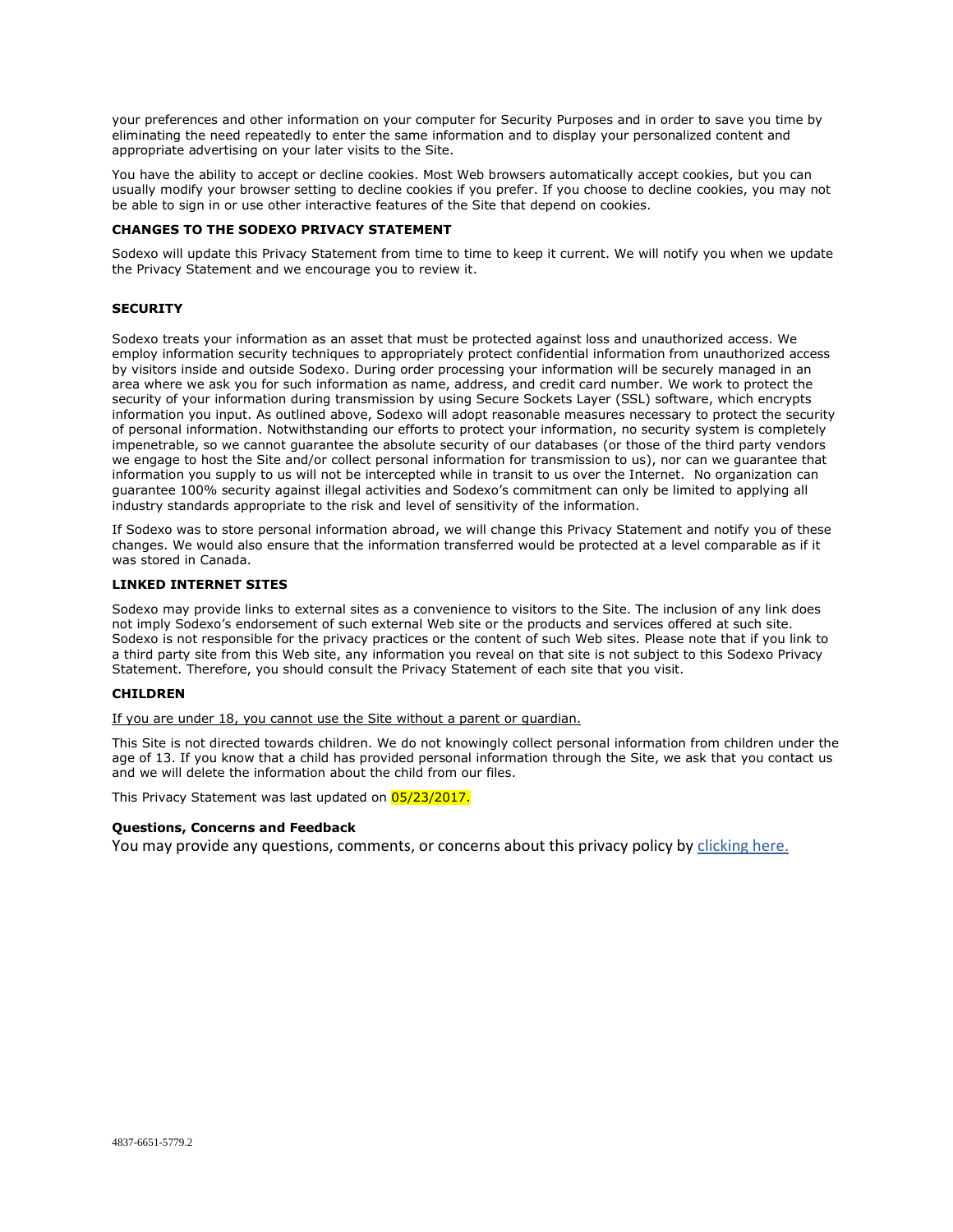your preferences and other information on your computer for Security Purposes and in order to save you time by eliminating the need repeatedly to enter the same information and to display your personalized content and appropriate advertising on your later visits to the Site.

You have the ability to accept or decline cookies. Most Web browsers automatically accept cookies, but you can usually modify your browser setting to decline cookies if you prefer. If you choose to decline cookies, you may not be able to sign in or use other interactive features of the Site that depend on cookies.

**CHANGES TO THE SODEXO PRIVACY STATEMENT**

Sodexo will update this Privacy Statement from time to time to keep it current. We will notify you when we update the Privacy Statement and we encourage you to review it.

**SECURITY**

Sodexo treats your information as an asset that must be protected against loss and unauthorized access. We employ information security techniques to appropriately protect confidential information from unauthorized access by visitors inside and outside Sodexo. During order processing your information will be securely managed in an area where we ask you for such information as name, address, and credit card number. We work to protect the security of your information during transmission by using Secure Sockets Layer (SSL) software, which encrypts information you input. As outlined above, Sodexo will adopt reasonable measures necessary to protect the security of personal information. Notwithstanding our efforts to protect your information, no security system is completely impenetrable, so we cannot guarantee the absolute security of our databases (or those of the third party vendors we engage to host the Site and/or collect personal information for transmission to us), nor can we guarantee that information you supply to us will not be intercepted while in transit to us over the Internet. No organization can guarantee 100% security against illegal activities and Sodexo's commitment can only be limited to applying all industry standards appropriate to the risk and level of sensitivity of the information.

If Sodexo was to store personal information abroad, we will change this Privacy Statement and notify you of these changes. We would also ensure that the information transferred would be protected at a level comparable as if it was stored in Canada.

**LINKED INTERNET SITES**

Sodexo may provide links to external sites as a convenience to visitors to the Site. The inclusion of any link does not imply Sodexo's endorsement of such external Web site or the products and services offered at such site. Sodexo is not responsible for the privacy practices or the content of such Web sites. Please note that if you link to a third party site from this Web site, any information you reveal on that site is not subject to this Sodexo Privacy Statement. Therefore, you should consult the Privacy Statement of each site that you visit.

**CHILDREN**

If you are under 18, you cannot use the Site without a parent or guardian.

This Site is not directed towards children. We do not knowingly collect personal information from children under the age of 13. If you know that a child has provided personal information through the Site, we ask that you contact us and we will delete the information about the child from our files.

This Privacy Statement was last updated on 05/23/2017.

**Questions, Concerns and Feedback**

You may provide any questions, comments, or concerns about this privacy policy by clicking here.

4837-6651-5779.2